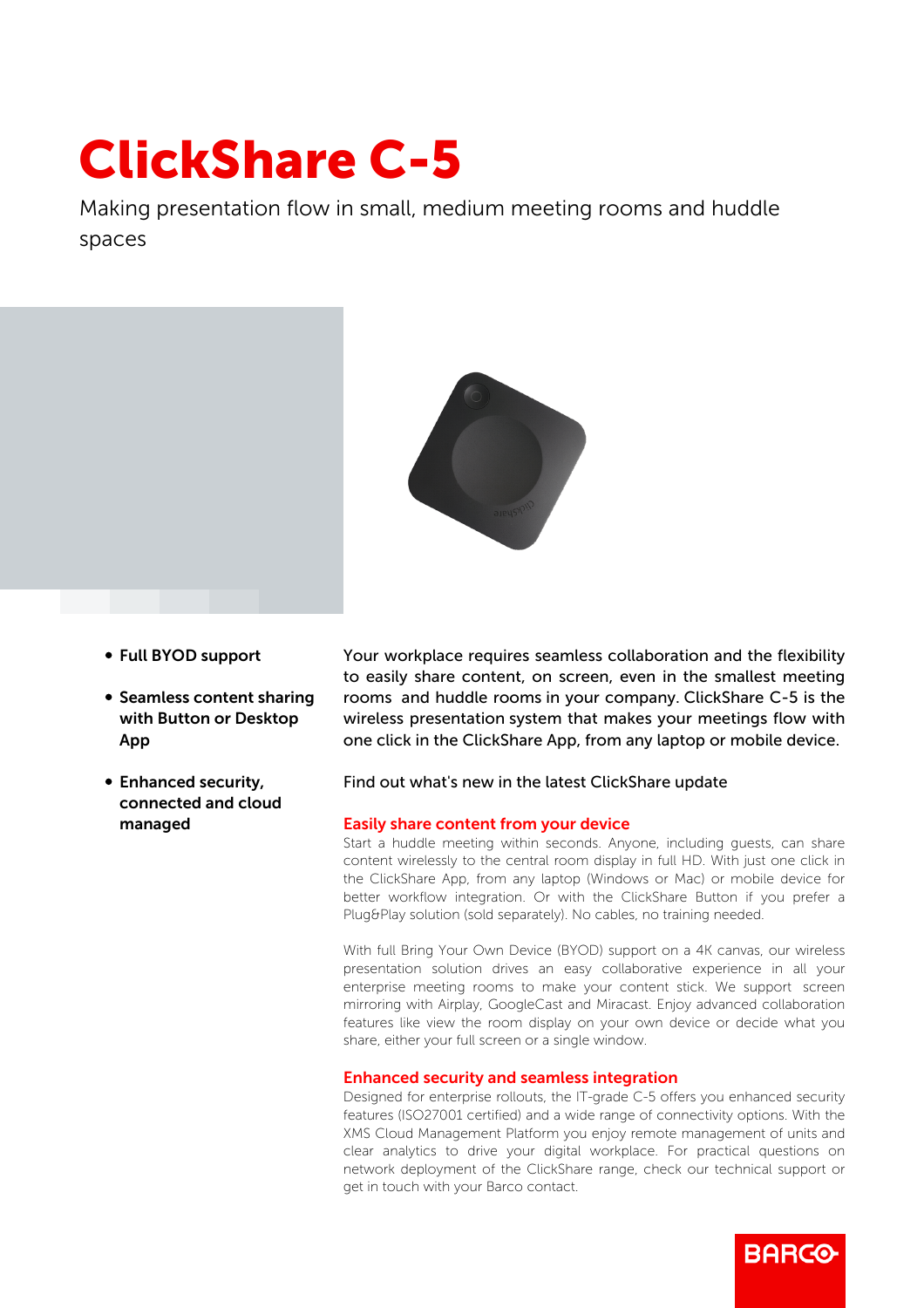# ClickShare C-5

Making presentation flow in small, medium meeting rooms and huddle spaces

- **Full BYOD support**
- **Seamless content sharing with Button or Desktop App**
- **Enhanced security, connected and cloud managed**

Your workplace requires seamless collaboration and the flexibility to easily share content, on screen, even in the smallest meeting rooms and huddle rooms in your company. ClickShare C-5 is the wireless presentation system that makes your meetings flow with one click in the ClickShare App, from any laptop or mobile device.

Find out what's new in the latest ClickShare update

## Easily share content from your device

Start a huddle meeting within seconds. Anyone, including guests, can share content wirelessly to the central room display in full HD. With just one click in the ClickShare App, from any laptop (Windows or Mac) or mobile device for better workflow integration. Or with the ClickShare Button if you prefer a Plug&Play solution (sold separately). No cables, no training needed.

With full Bring Your Own Device (BYOD) support on a 4K canvas, our wireless presentation solution drives an easy collaborative experience in all your enterprise meeting rooms to make your content stick. We support screen mirroring with Airplay, GoogleCast and Miracast. Enjoy advanced collaboration features like view the room display on your own device or decide what you share, either your full screen or a single window.

## Enhanced security and seamless integration

Designed for enterprise rollouts, the IT-grade C-5 offers you enhanced security features (ISO27001 certified) and a wide range of connectivity options. With the XMS Cloud Management Platform you enjoy remote management of units and clear analytics to drive your digital workplace. For practical questions on network deployment of the ClickShare range, check our technical support or get in touch with your Barco contact.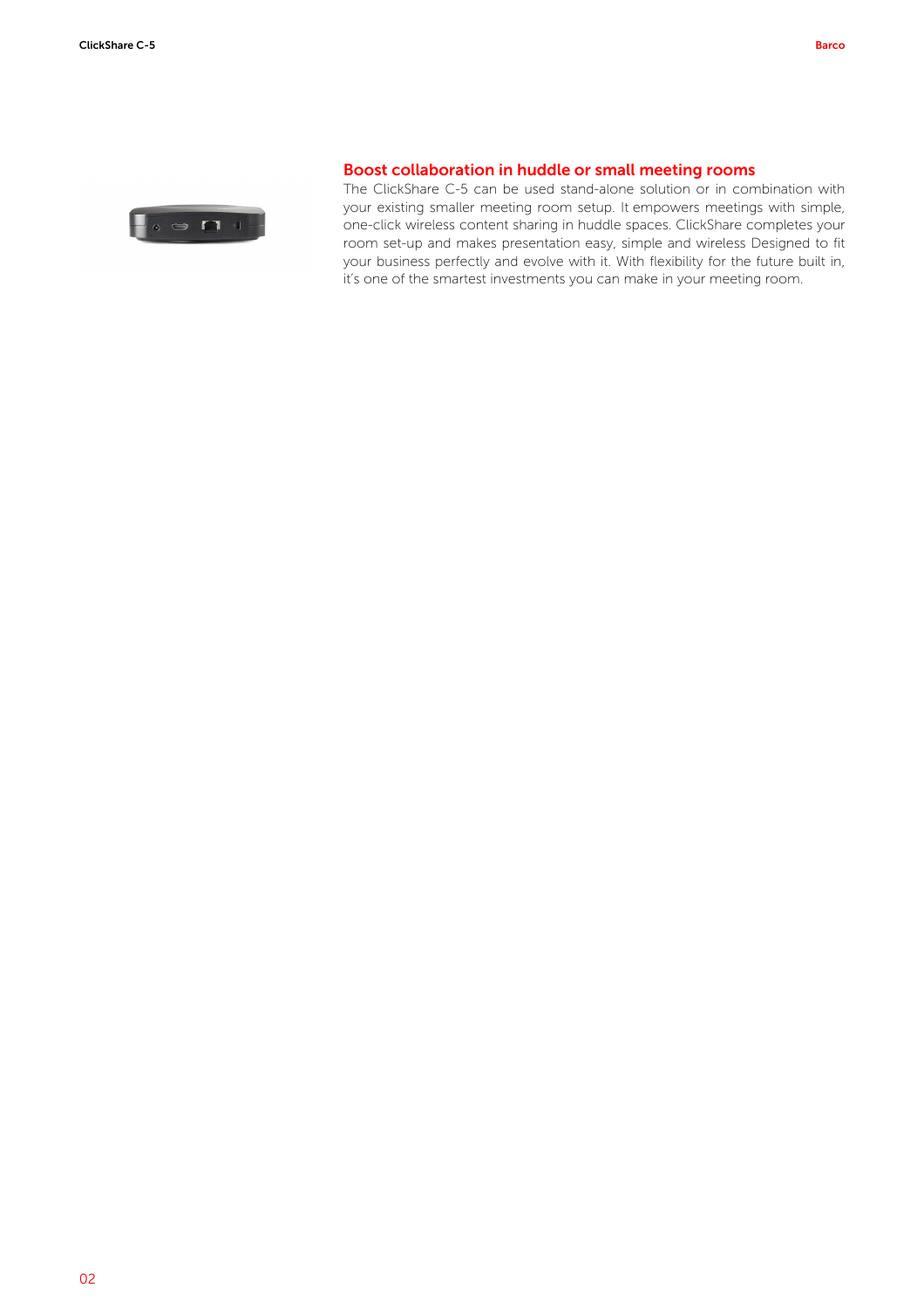## Boost collaboration in huddle or small meeting rooms

The ClickShare C-5 can be used stand-alone solution or in combination with your existing smaller meeting room setup. It empowers meetings with simple, one-click wireless content sharing in huddle spaces. ClickShare completes your room set-up and makes presentation easy, simple and wireless Designed to fit your business perfectly and evolve with it. With flexibility for the future built in, it's one of the smartest investments you can make in your meeting room.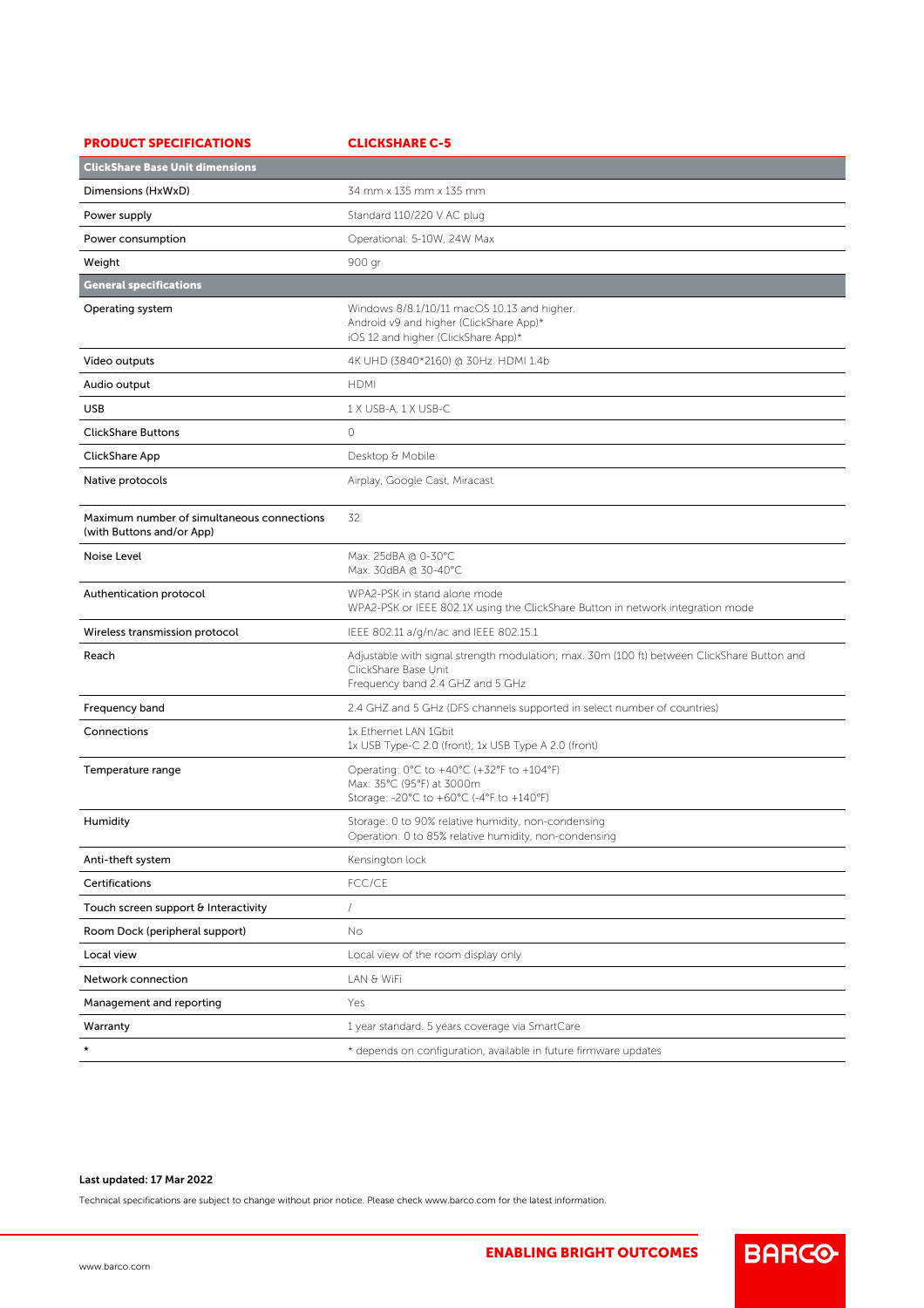| PRODUCT SPECIFICATIONS | CLICKSHARE C-5 |
|---|---|
| **ClickShare Base Unit dimensions** | |
| Dimensions (HxWxD) | 34 mm x 135 mm x 135 mm |
| Power supply | Standard 110/220 V AC plug |
| Power consumption | Operational: 5-10W, 24W Max |
| Weight | 900 gr |
| **General specifications** | |
| Operating system | Windows 8/8.1/10/11 macOS 10.13 and higher.<br>Android v9 and higher (ClickShare App)*<br>iOS 12 and higher (ClickShare App)* |
| Video outputs | 4K UHD (3840*2160) @ 30Hz. HDMI 1.4b |
| Audio output | HDMI |
| USB | 1 X USB-A, 1 X USB-C |
| ClickShare Buttons | 0 |
| ClickShare App | Desktop & Mobile |
| Native protocols | Airplay, Google Cast, Miracast |
| Maximum number of simultaneous connections (with Buttons and/or App) | 32 |
| Noise Level | Max. 25dBA @ 0-30°C<br>Max. 30dBA @ 30-40°C |
| Authentication protocol | WPA2-PSK in stand alone mode<br>WPA2-PSK or IEEE 802.1X using the ClickShare Button in network integration mode |
| Wireless transmission protocol | IEEE 802.11 a/g/n/ac and IEEE 802.15.1 |
| Reach | Adjustable with signal strength modulation; max. 30m (100 ft) between ClickShare Button and ClickShare Base Unit<br>Frequency band 2.4 GHZ and 5 GHz |
| Frequency band | 2.4 GHZ and 5 GHz (DFS channels supported in select number of countries) |
| Connections | 1x Ethernet LAN 1Gbit<br>1x USB Type-C 2.0 (front); 1x USB Type A 2.0 (front) |
| Temperature range | Operating: 0°C to +40°C (+32°F to +104°F)<br>Max: 35°C (95°F) at 3000m<br>Storage: -20°C to +60°C (-4°F to +140°F) |
| Humidity | Storage: 0 to 90% relative humidity, non-condensing<br>Operation: 0 to 85% relative humidity, non-condensing |
| Anti-theft system | Kensington lock |
| Certifications | FCC/CE |
| Touch screen support & Interactivity | / |
| Room Dock (peripheral support) | No |
| Local view | Local view of the room display only |
| Network connection | LAN & WiFi |
| Management and reporting | Yes |
| Warranty | 1 year standard. 5 years coverage via SmartCare |
| * | * depends on configuration, available in future firmware updates |

**Last updated: 17 Mar 2022**

Technical specifications are subject to change without prior notice. Please check www.barco.com for the latest information.

ENABLING BRIGHT OUTCOMES

www.barco.com